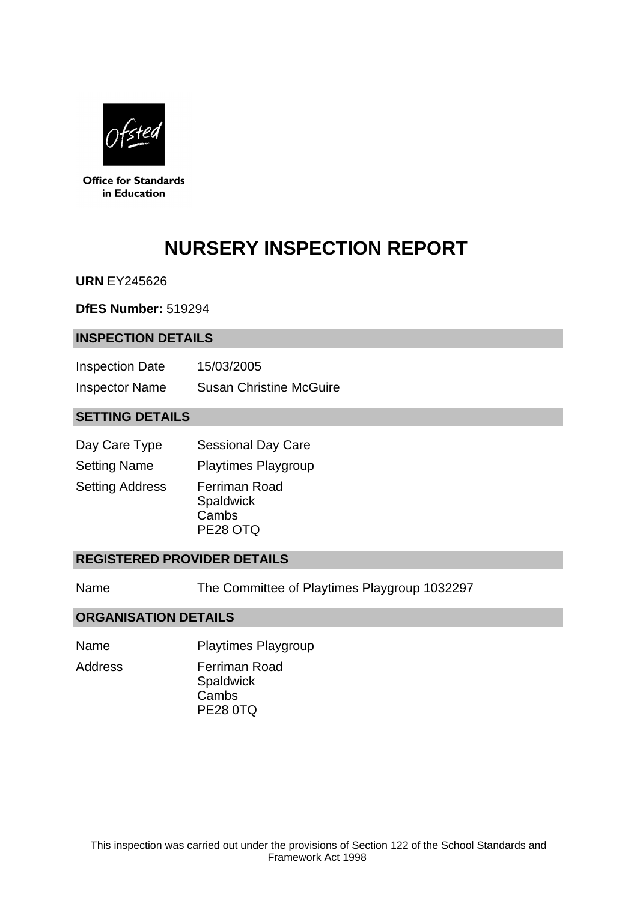Office for Standards in Education

# NURSERY INSPECTION REPORT

**URN** EY245626

**DfES Number:** 519294

## INSPECTION DETAILS

| | |
|---|---|
| Inspection Date | 15/03/2005 |
| Inspector Name | Susan Christine McGuire |

## SETTING DETAILS

| | |
|---|---|
| Day Care Type | Sessional Day Care |
| Setting Name | Playtimes Playgroup |
| Setting Address | Ferriman Road<br>Spaldwick<br>Cambs<br>PE28 OTQ |

## REGISTERED PROVIDER DETAILS

| | |
|---|---|
| Name | The Committee of Playtimes Playgroup 1032297 |

## ORGANISATION DETAILS

| | |
|---|---|
| Name | Playtimes Playgroup |
| Address | Ferriman Road<br>Spaldwick<br>Cambs<br>PE28 0TQ |

This inspection was carried out under the provisions of Section 122 of the School Standards and Framework Act 1998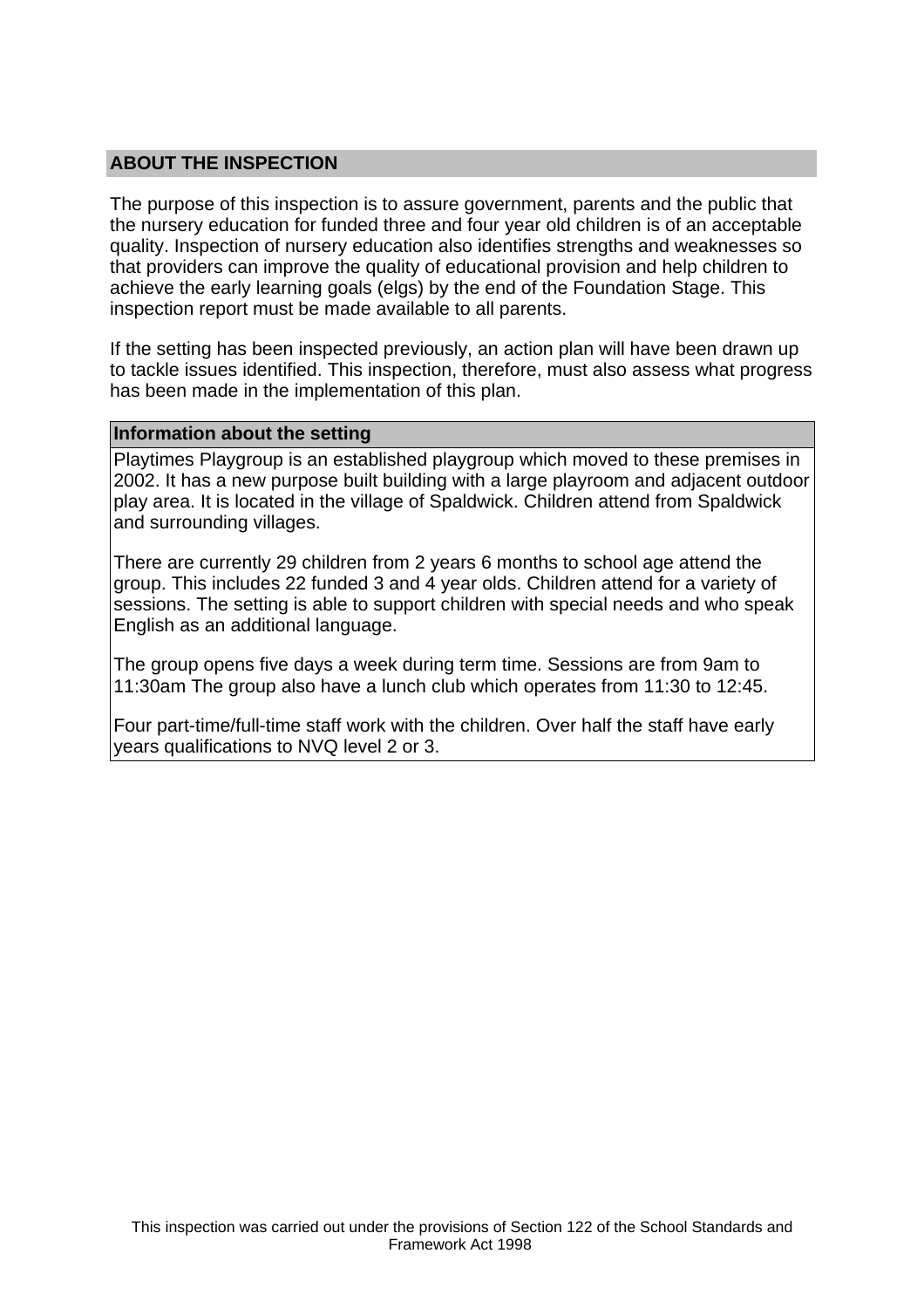## ABOUT THE INSPECTION

The purpose of this inspection is to assure government, parents and the public that the nursery education for funded three and four year old children is of an acceptable quality. Inspection of nursery education also identifies strengths and weaknesses so that providers can improve the quality of educational provision and help children to achieve the early learning goals (elgs) by the end of the Foundation Stage. This inspection report must be made available to all parents.

If the setting has been inspected previously, an action plan will have been drawn up to tackle issues identified. This inspection, therefore, must also assess what progress has been made in the implementation of this plan.

### Information about the setting

Playtimes Playgroup is an established playgroup which moved to these premises in 2002. It has a new purpose built building with a large playroom and adjacent outdoor play area. It is located in the village of Spaldwick. Children attend from Spaldwick and surrounding villages.

There are currently 29 children from 2 years 6 months to school age attend the group. This includes 22 funded 3 and 4 year olds. Children attend for a variety of sessions. The setting is able to support children with special needs and who speak English as an additional language.

The group opens five days a week during term time. Sessions are from 9am to 11:30am The group also have a lunch club which operates from 11:30 to 12:45.

Four part-time/full-time staff work with the children. Over half the staff have early years qualifications to NVQ level 2 or 3.

This inspection was carried out under the provisions of Section 122 of the School Standards and Framework Act 1998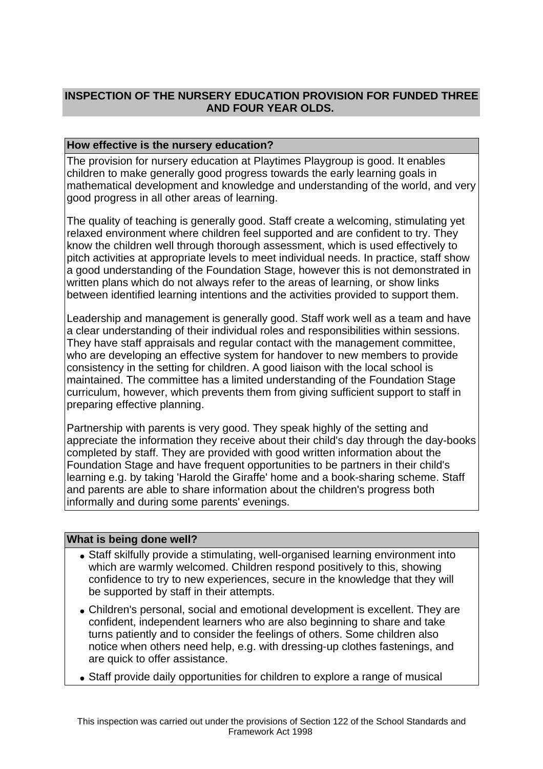## INSPECTION OF THE NURSERY EDUCATION PROVISION FOR FUNDED THREE AND FOUR YEAR OLDS.

### How effective is the nursery education?

The provision for nursery education at Playtimes Playgroup is good. It enables children to make generally good progress towards the early learning goals in mathematical development and knowledge and understanding of the world, and very good progress in all other areas of learning.

The quality of teaching is generally good. Staff create a welcoming, stimulating yet relaxed environment where children feel supported and are confident to try. They know the children well through thorough assessment, which is used effectively to pitch activities at appropriate levels to meet individual needs. In practice, staff show a good understanding of the Foundation Stage, however this is not demonstrated in written plans which do not always refer to the areas of learning, or show links between identified learning intentions and the activities provided to support them.

Leadership and management is generally good. Staff work well as a team and have a clear understanding of their individual roles and responsibilities within sessions. They have staff appraisals and regular contact with the management committee, who are developing an effective system for handover to new members to provide consistency in the setting for children. A good liaison with the local school is maintained. The committee has a limited understanding of the Foundation Stage curriculum, however, which prevents them from giving sufficient support to staff in preparing effective planning.

Partnership with parents is very good. They speak highly of the setting and appreciate the information they receive about their child's day through the day-books completed by staff. They are provided with good written information about the Foundation Stage and have frequent opportunities to be partners in their child's learning e.g. by taking 'Harold the Giraffe' home and a book-sharing scheme. Staff and parents are able to share information about the children's progress both informally and during some parents' evenings.

### What is being done well?

- Staff skilfully provide a stimulating, well-organised learning environment into which are warmly welcomed. Children respond positively to this, showing confidence to try to new experiences, secure in the knowledge that they will be supported by staff in their attempts.
- Children's personal, social and emotional development is excellent. They are confident, independent learners who are also beginning to share and take turns patiently and to consider the feelings of others. Some children also notice when others need help, e.g. with dressing-up clothes fastenings, and are quick to offer assistance.
- Staff provide daily opportunities for children to explore a range of musical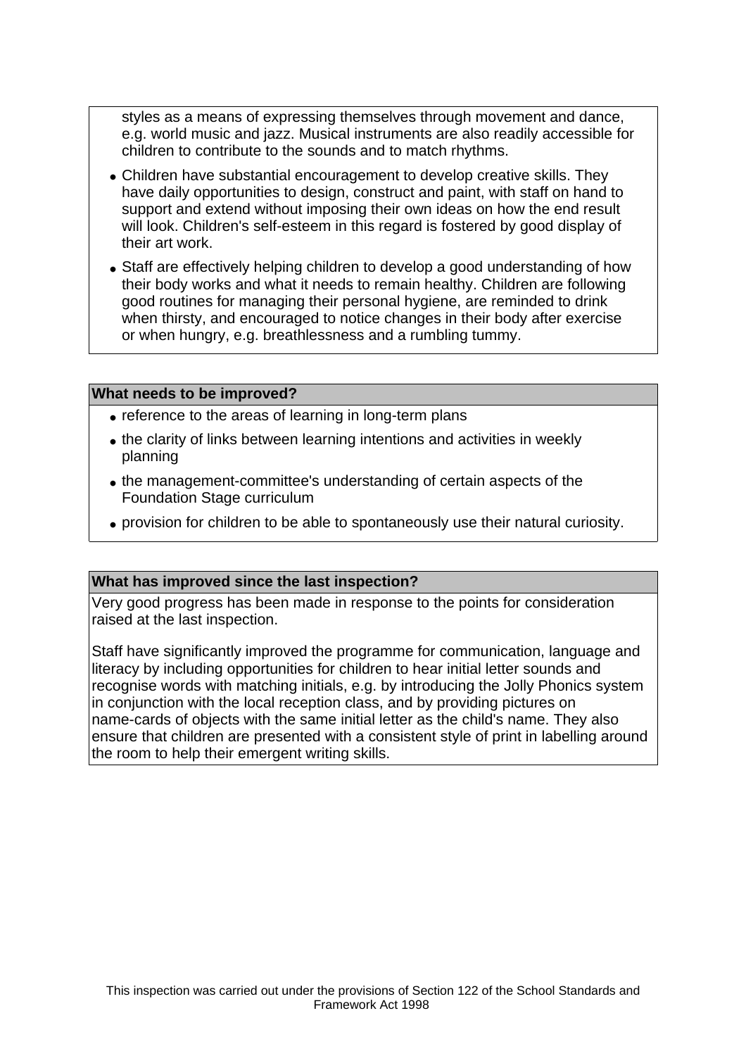styles as a means of expressing themselves through movement and dance, e.g. world music and jazz. Musical instruments are also readily accessible for children to contribute to the sounds and to match rhythms.

- Children have substantial encouragement to develop creative skills. They have daily opportunities to design, construct and paint, with staff on hand to support and extend without imposing their own ideas on how the end result will look. Children's self-esteem in this regard is fostered by good display of their art work.
- Staff are effectively helping children to develop a good understanding of how their body works and what it needs to remain healthy. Children are following good routines for managing their personal hygiene, are reminded to drink when thirsty, and encouraged to notice changes in their body after exercise or when hungry, e.g. breathlessness and a rumbling tummy.

**What needs to be improved?**

- reference to the areas of learning in long-term plans
- the clarity of links between learning intentions and activities in weekly planning
- the management-committee's understanding of certain aspects of the Foundation Stage curriculum
- provision for children to be able to spontaneously use their natural curiosity.

**What has improved since the last inspection?**

Very good progress has been made in response to the points for consideration raised at the last inspection.

Staff have significantly improved the programme for communication, language and literacy by including opportunities for children to hear initial letter sounds and recognise words with matching initials, e.g. by introducing the Jolly Phonics system in conjunction with the local reception class, and by providing pictures on name-cards of objects with the same initial letter as the child's name. They also ensure that children are presented with a consistent style of print in labelling around the room to help their emergent writing skills.

This inspection was carried out under the provisions of Section 122 of the School Standards and Framework Act 1998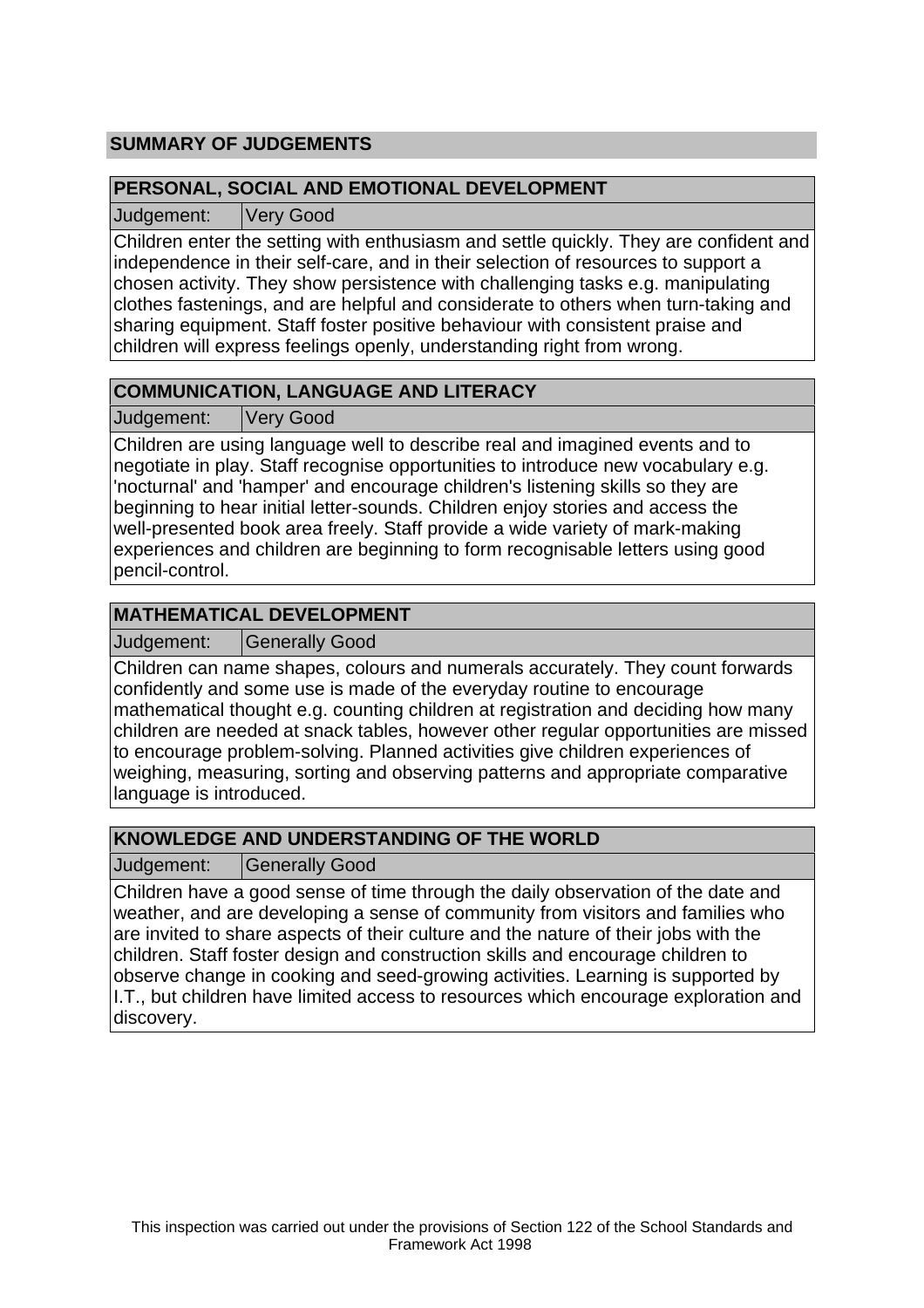## SUMMARY OF JUDGEMENTS

### PERSONAL, SOCIAL AND EMOTIONAL DEVELOPMENT

| Judgement: | Very Good |
|---|---|

Children enter the setting with enthusiasm and settle quickly. They are confident and independence in their self-care, and in their selection of resources to support a chosen activity. They show persistence with challenging tasks e.g. manipulating clothes fastenings, and are helpful and considerate to others when turn-taking and sharing equipment. Staff foster positive behaviour with consistent praise and children will express feelings openly, understanding right from wrong.

### COMMUNICATION, LANGUAGE AND LITERACY

| Judgement: | Very Good |
|---|---|

Children are using language well to describe real and imagined events and to negotiate in play. Staff recognise opportunities to introduce new vocabulary e.g. 'nocturnal' and 'hamper' and encourage children's listening skills so they are beginning to hear initial letter-sounds. Children enjoy stories and access the well-presented book area freely. Staff provide a wide variety of mark-making experiences and children are beginning to form recognisable letters using good pencil-control.

### MATHEMATICAL DEVELOPMENT

| Judgement: | Generally Good |
|---|---|

Children can name shapes, colours and numerals accurately. They count forwards confidently and some use is made of the everyday routine to encourage mathematical thought e.g. counting children at registration and deciding how many children are needed at snack tables, however other regular opportunities are missed to encourage problem-solving. Planned activities give children experiences of weighing, measuring, sorting and observing patterns and appropriate comparative language is introduced.

### KNOWLEDGE AND UNDERSTANDING OF THE WORLD

| Judgement: | Generally Good |
|---|---|

Children have a good sense of time through the daily observation of the date and weather, and are developing a sense of community from visitors and families who are invited to share aspects of their culture and the nature of their jobs with the children. Staff foster design and construction skills and encourage children to observe change in cooking and seed-growing activities. Learning is supported by I.T., but children have limited access to resources which encourage exploration and discovery.

This inspection was carried out under the provisions of Section 122 of the School Standards and Framework Act 1998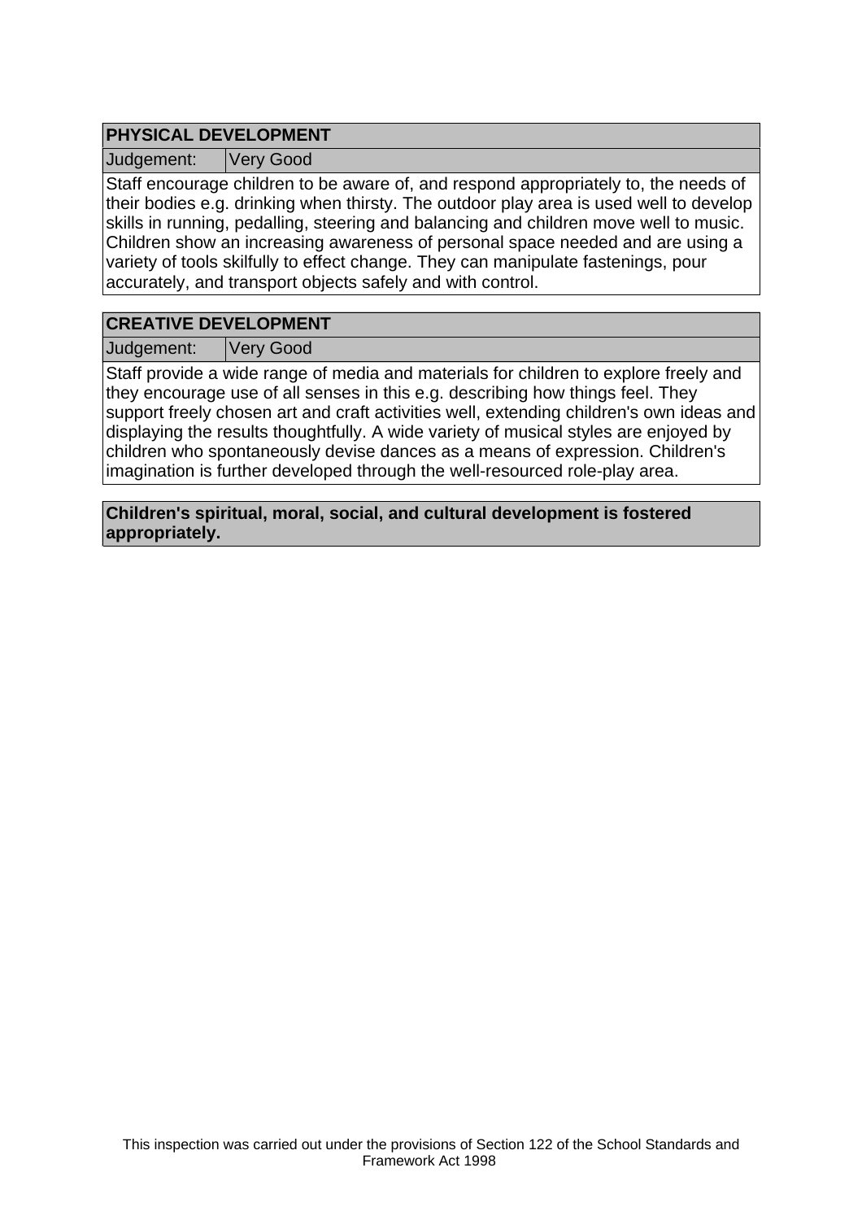## PHYSICAL DEVELOPMENT

| Judgement: | Very Good |
| --- | --- |

Staff encourage children to be aware of, and respond appropriately to, the needs of their bodies e.g. drinking when thirsty. The outdoor play area is used well to develop skills in running, pedalling, steering and balancing and children move well to music. Children show an increasing awareness of personal space needed and are using a variety of tools skilfully to effect change. They can manipulate fastenings, pour accurately, and transport objects safely and with control.

## CREATIVE DEVELOPMENT

| Judgement: | Very Good |
| --- | --- |

Staff provide a wide range of media and materials for children to explore freely and they encourage use of all senses in this e.g. describing how things feel. They support freely chosen art and craft activities well, extending children's own ideas and displaying the results thoughtfully. A wide variety of musical styles are enjoyed by children who spontaneously devise dances as a means of expression. Children's imagination is further developed through the well-resourced role-play area.

**Children's spiritual, moral, social, and cultural development is fostered appropriately.**

This inspection was carried out under the provisions of Section 122 of the School Standards and Framework Act 1998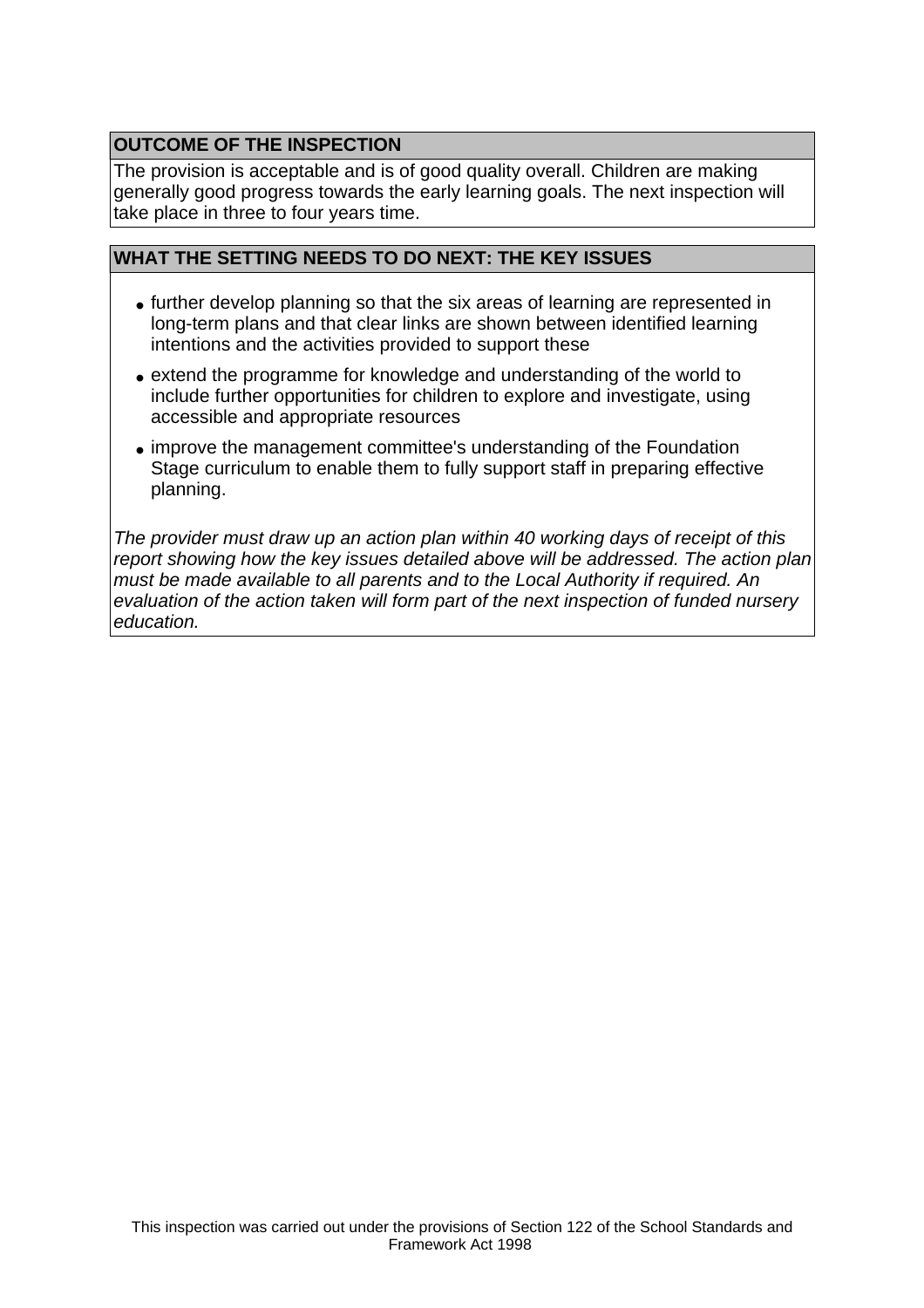## OUTCOME OF THE INSPECTION

The provision is acceptable and is of good quality overall. Children are making generally good progress towards the early learning goals. The next inspection will take place in three to four years time.

## WHAT THE SETTING NEEDS TO DO NEXT: THE KEY ISSUES

- further develop planning so that the six areas of learning are represented in long-term plans and that clear links are shown between identified learning intentions and the activities provided to support these
- extend the programme for knowledge and understanding of the world to include further opportunities for children to explore and investigate, using accessible and appropriate resources
- improve the management committee's understanding of the Foundation Stage curriculum to enable them to fully support staff in preparing effective planning.

*The provider must draw up an action plan within 40 working days of receipt of this report showing how the key issues detailed above will be addressed. The action plan must be made available to all parents and to the Local Authority if required. An evaluation of the action taken will form part of the next inspection of funded nursery education.*

This inspection was carried out under the provisions of Section 122 of the School Standards and Framework Act 1998